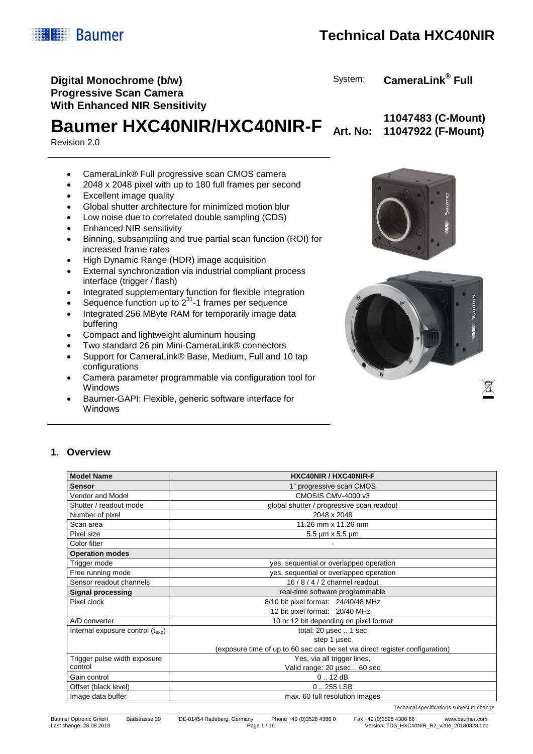# Technical Data HXC40NIR

**Digital Monochrome (b/w)**
**Progressive Scan Camera**
**With Enhanced NIR Sensitivity**

System: **CameraLink® Full**

# Baumer HXC40NIR/HXC40NIR-F

**Art. No: 11047483 (C-Mount)**
**11047922 (F-Mount)**

Revision 2.0

- CameraLink® Full progressive scan CMOS camera
- 2048 x 2048 pixel with up to 180 full frames per second
- Excellent image quality
- Global shutter architecture for minimized motion blur
- Low noise due to correlated double sampling (CDS)
- Enhanced NIR sensitivity
- Binning, subsampling and true partial scan function (ROI) for increased frame rates
- High Dynamic Range (HDR) image acquisition
- External synchronization via industrial compliant process interface (trigger / flash)
- Integrated supplementary function for flexible integration
- Sequence function up to $2^{31}$-1 frames per sequence
- Integrated 256 MByte RAM for temporarily image data buffering
- Compact and lightweight aluminum housing
- Two standard 26 pin Mini-CameraLink® connectors
- Support for CameraLink® Base, Medium, Full and 10 tap configurations
- Camera parameter programmable via configuration tool for Windows
- Baumer-GAPI: Flexible, generic software interface for Windows

## 1. Overview

| **Model Name** | **HXC40NIR / HXC40NIR-F** |
|---|---|
| **Sensor** | 1" progressive scan CMOS |
| Vendor and Model | CMOSIS CMV-4000 v3 |
| Shutter / readout mode | global shutter / progressive scan readout |
| Number of pixel | 2048 x 2048 |
| Scan area | 11.26 mm x 11.26 mm |
| Pixel size | 5.5 µm x 5.5 µm |
| Color filter | - |
| **Operation modes** | |
| Trigger mode | yes, sequential or overlapped operation |
| Free running mode | yes, sequential or overlapped operation |
| Sensor readout channels | 16 / 8 / 4 / 2 channel readout |
| **Signal processing** | real-time software programmable |
| Pixel clock | 8/10 bit pixel format: 24/40/48 MHz<br>12 bit pixel format: 20/40 MHz |
| A/D converter | 10 or 12 bit depending on pixel format |
| Internal exposure control ($t_{exp}$) | total: 20 µsec .. 1 sec<br>step 1 µsec<br>(exposure time of up to 60 sec can be set via direct register configuration) |
| Trigger pulse width exposure control | Yes, via all trigger lines,<br>Valid range: 20 µsec .. 60 sec |
| Gain control | 0 .. 12 dB |
| Offset (black level) | 0 .. 255 LSB |
| Image data buffer | max. 60 full resolution images |

Technical specifications subject to change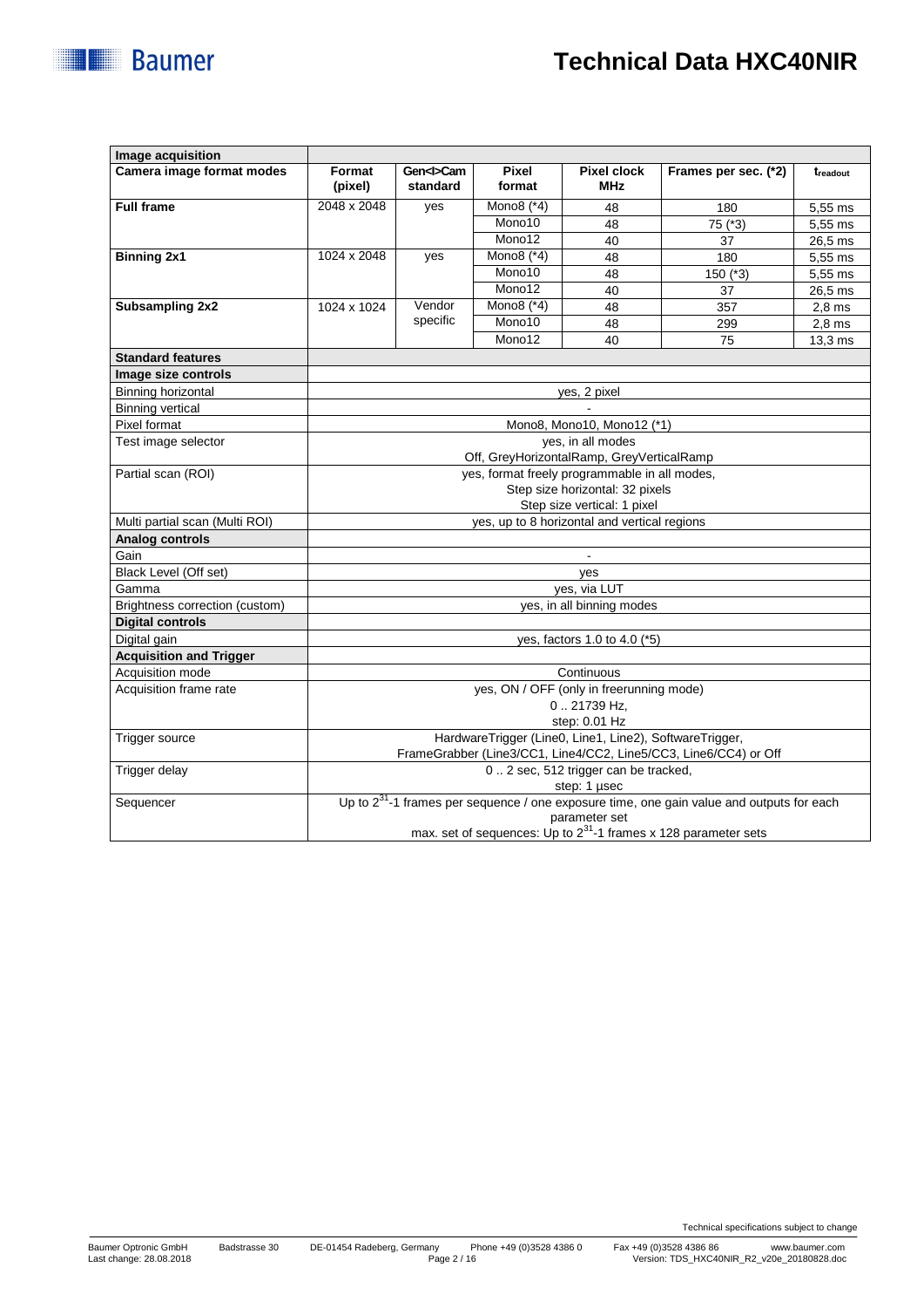| Image acquisition | | | | | | |
|---|---|---|---|---|---|---|
| **Camera image format modes** | **Format (pixel)** | **Gen<i>Cam standard** | **Pixel format** | **Pixel clock MHz** | **Frames per sec. (*2)** | $t_{readout}$ |
| **Full frame** | 2048 x 2048 | yes | Mono8 (*4) | 48 | 180 | 5,55 ms |
| | | | Mono10 | 48 | 75 (*3) | 5,55 ms |
| | | | Mono12 | 40 | 37 | 26,5 ms |
| **Binning 2x1** | 1024 x 2048 | yes | Mono8 (*4) | 48 | 180 | 5,55 ms |
| | | | Mono10 | 48 | 150 (*3) | 5,55 ms |
| | | | Mono12 | 40 | 37 | 26,5 ms |
| **Subsampling 2x2** | 1024 x 1024 | Vendor specific | Mono8 (*4) | 48 | 357 | 2,8 ms |
| | | | Mono10 | 48 | 299 | 2,8 ms |
| | | | Mono12 | 40 | 75 | 13,3 ms |

| Standard features | |
|---|---|
| **Image size controls** | |
| Binning horizontal | yes, 2 pixel |
| Binning vertical | - |
| Pixel format | Mono8, Mono10, Mono12 (*1) |
| Test image selector | yes, in all modes<br>Off, GreyHorizontalRamp, GreyVerticalRamp |
| Partial scan (ROI) | yes, format freely programmable in all modes,<br>Step size horizontal: 32 pixels<br>Step size vertical: 1 pixel |
| Multi partial scan (Multi ROI) | yes, up to 8 horizontal and vertical regions |
| **Analog controls** | |
| Gain | - |
| Black Level (Off set) | yes |
| Gamma | yes, via LUT |
| Brightness correction (custom) | yes, in all binning modes |
| **Digital controls** | |
| Digital gain | yes, factors 1.0 to 4.0 (*5) |
| **Acquisition and Trigger** | |
| Acquisition mode | Continuous |
| Acquisition frame rate | yes, ON / OFF (only in freerunning mode)<br>0 .. 21739 Hz,<br>step: 0.01 Hz |
| Trigger source | HardwareTrigger (Line0, Line1, Line2), SoftwareTrigger,<br>FrameGrabber (Line3/CC1, Line4/CC2, Line5/CC3, Line6/CC4) or Off |
| Trigger delay | 0 .. 2 sec, 512 trigger can be tracked,<br>step: 1 µsec |
| Sequencer | Up to $2^{31}$-1 frames per sequence / one exposure time, one gain value and outputs for each parameter set<br>max. set of sequences: Up to $2^{31}$-1 frames x 128 parameter sets |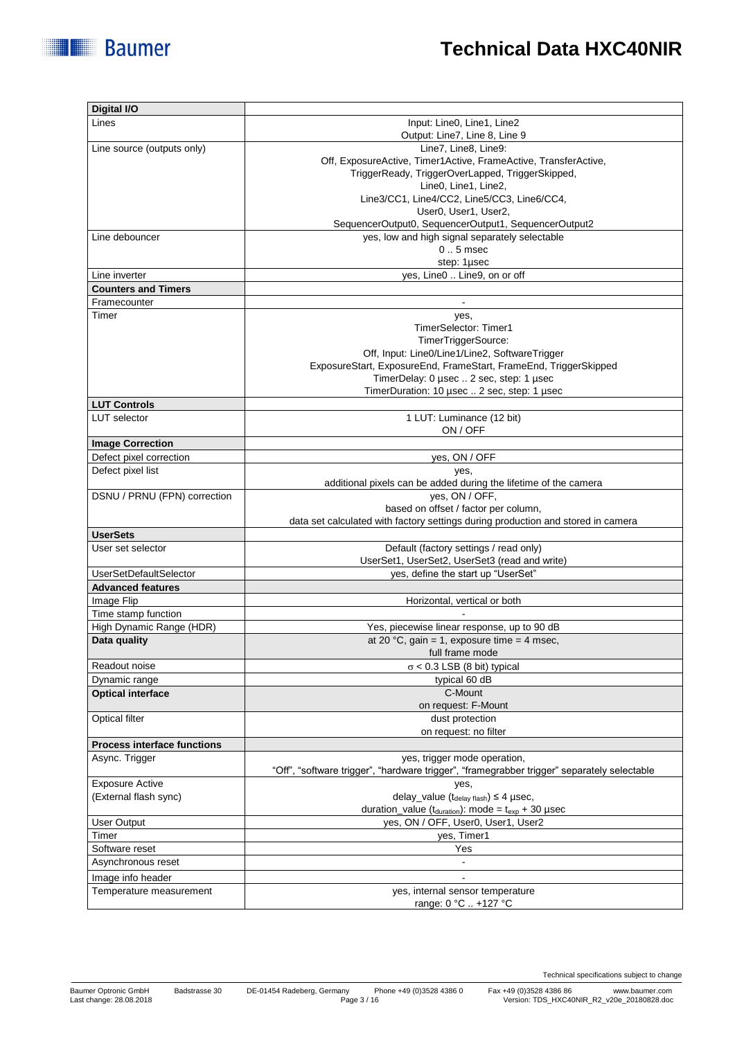| **Digital I/O** | |
|---|---|
| Lines | Input: Line0, Line1, Line2<br>Output: Line7, Line 8, Line 9 |
| Line source (outputs only) | Line7, Line8, Line9:<br>Off, ExposureActive, Timer1Active, FrameActive, TransferActive,<br>TriggerReady, TriggerOverLapped, TriggerSkipped,<br>Line0, Line1, Line2,<br>Line3/CC1, Line4/CC2, Line5/CC3, Line6/CC4,<br>User0, User1, User2,<br>SequencerOutput0, SequencerOutput1, SequencerOutput2 |
| Line debouncer | yes, low and high signal separately selectable<br>0 .. 5 msec<br>step: 1µsec |
| Line inverter | yes, Line0 .. Line9, on or off |
| **Counters and Timers** | |
| Framecounter | - |
| Timer | yes,<br>TimerSelector: Timer1<br>TimerTriggerSource:<br>Off, Input: Line0/Line1/Line2, SoftwareTrigger<br>ExposureStart, ExposureEnd, FrameStart, FrameEnd, TriggerSkipped<br>TimerDelay: 0 µsec .. 2 sec, step: 1 µsec<br>TimerDuration: 10 µsec .. 2 sec, step: 1 µsec |
| **LUT Controls** | |
| LUT selector | 1 LUT: Luminance (12 bit)<br>ON / OFF |
| **Image Correction** | |
| Defect pixel correction | yes, ON / OFF |
| Defect pixel list | yes,<br>additional pixels can be added during the lifetime of the camera |
| DSNU / PRNU (FPN) correction | yes, ON / OFF,<br>based on offset / factor per column,<br>data set calculated with factory settings during production and stored in camera |
| **UserSets** | |
| User set selector | Default (factory settings / read only)<br>UserSet1, UserSet2, UserSet3 (read and write) |
| UserSetDefaultSelector | yes, define the start up "UserSet" |
| **Advanced features** | |
| Image Flip | Horizontal, vertical or both |
| Time stamp function | - |
| High Dynamic Range (HDR) | Yes, piecewise linear response, up to 90 dB |
| **Data quality** | at 20 °C, gain = 1, exposure time = 4 msec,<br>full frame mode |
| Readout noise | $\sigma$ < 0.3 LSB (8 bit) typical |
| Dynamic range | typical 60 dB |
| **Optical interface** | C-Mount<br>on request: F-Mount |
| Optical filter | dust protection<br>on request: no filter |
| **Process interface functions** | |
| Async. Trigger | yes, trigger mode operation,<br>"Off", "software trigger", "hardware trigger", "framegrabber trigger" separately selectable |
| Exposure Active<br>(External flash sync) | yes,<br>delay_value ($t_{delay\ flash}$) ≤ 4 µsec,<br>duration_value ($t_{duration}$): mode = $t_{exp}$ + 30 µsec |
| User Output | yes, ON / OFF, User0, User1, User2 |
| Timer | yes, Timer1 |
| Software reset | Yes |
| Asynchronous reset | - |
| Image info header | - |
| Temperature measurement | yes, internal sensor temperature<br>range: 0 °C .. +127 °C |

Technical specifications subject to change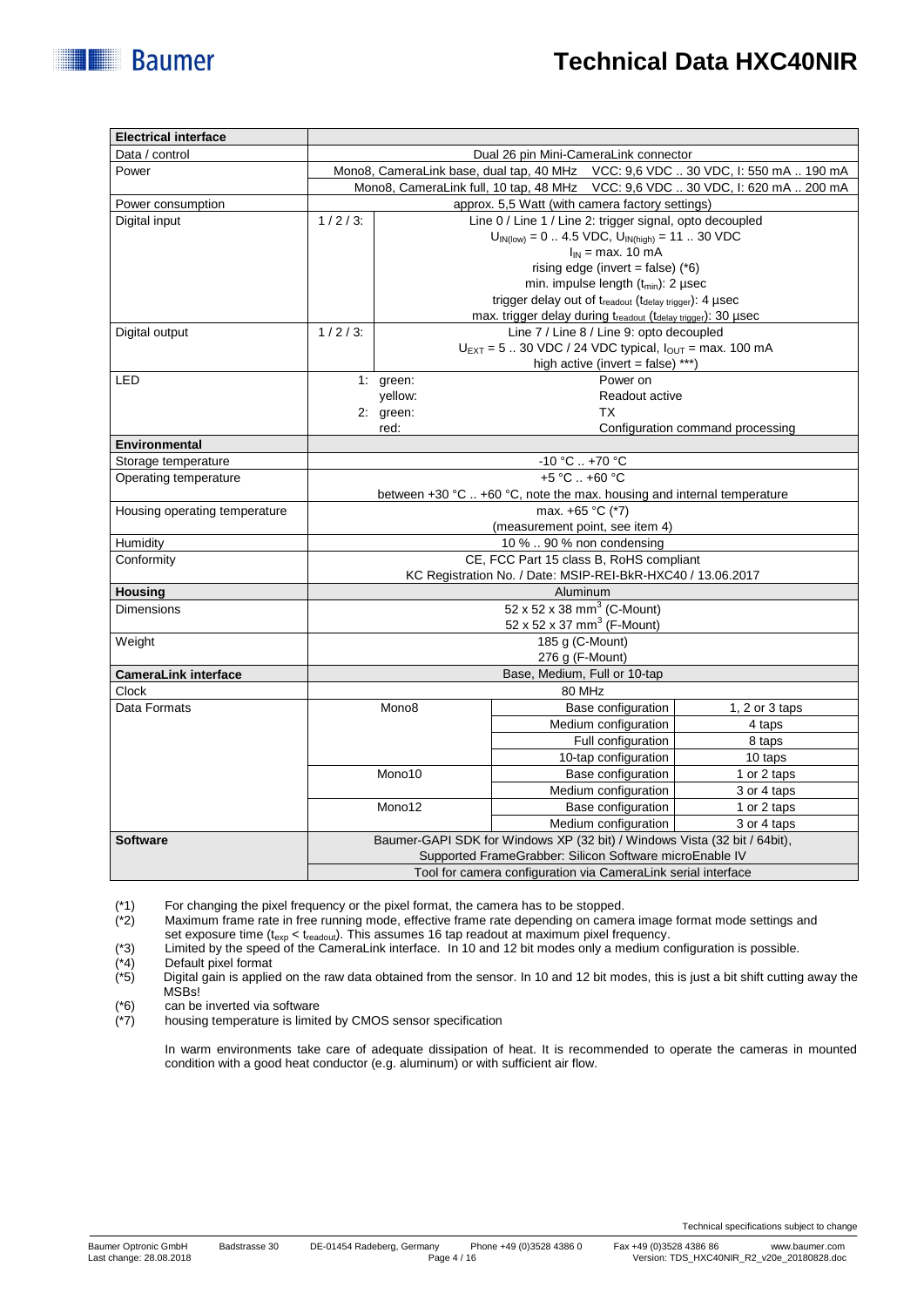| Electrical interface | | | |
|---|---|---|---|
| Data / control | Dual 26 pin Mini-CameraLink connector | | |
| Power | Mono8, CameraLink base, dual tap, 40 MHz VCC: 9,6 VDC .. 30 VDC, I: 550 mA .. 190 mA<br>Mono8, CameraLink full, 10 tap, 48 MHz VCC: 9,6 VDC .. 30 VDC, I: 620 mA .. 200 mA | | |
| Power consumption | approx. 5,5 Watt (with camera factory settings) | | |
| Digital input | 1 / 2 / 3: | Line 0 / Line 1 / Line 2: trigger signal, opto decoupled<br>$U_{IN(low)}$ = 0 .. 4.5 VDC, $U_{IN(high)}$ = 11 .. 30 VDC<br>$I_{IN}$ = max. 10 mA<br>rising edge (invert = false) (*6)<br>min. impulse length ($t_{min}$): 2 µsec<br>trigger delay out of $t_{readout}$ ($t_{delay\ trigger}$): 4 µsec<br>max. trigger delay during $t_{readout}$ ($t_{delay\ trigger}$): 30 µsec | |
| Digital output | 1 / 2 / 3: | Line 7 / Line 8 / Line 9: opto decoupled<br>$U_{EXT}$ = 5 .. 30 VDC / 24 VDC typical, $I_{OUT}$ = max. 100 mA<br>high active (invert = false) ***) | |
| LED | 1: green:<br>yellow:<br>2: green:<br>red: | Power on<br>Readout active<br>TX<br>Configuration command processing | |
| **Environmental** | | | |
| Storage temperature | -10 °C .. +70 °C | | |
| Operating temperature | +5 °C .. +60 °C<br>between +30 °C .. +60 °C, note the max. housing and internal temperature | | |
| Housing operating temperature | max. +65 °C (*7)<br>(measurement point, see item 4) | | |
| Humidity | 10 % .. 90 % non condensing | | |
| Conformity | CE, FCC Part 15 class B, RoHS compliant<br>KC Registration No. / Date: MSIP-REI-BkR-HXC40 / 13.06.2017 | | |
| **Housing** | Aluminum | | |
| Dimensions | 52 x 52 x 38 mm³ (C-Mount)<br>52 x 52 x 37 mm³ (F-Mount) | | |
| Weight | 185 g (C-Mount)<br>276 g (F-Mount) | | |
| **CameraLink interface** | Base, Medium, Full or 10-tap | | |
| Clock | 80 MHz | | |
| Data Formats | Mono8 | Base configuration | 1, 2 or 3 taps |
| | | Medium configuration | 4 taps |
| | | Full configuration | 8 taps |
| | | 10-tap configuration | 10 taps |
| | Mono10 | Base configuration | 1 or 2 taps |
| | | Medium configuration | 3 or 4 taps |
| | Mono12 | Base configuration | 1 or 2 taps |
| | | Medium configuration | 3 or 4 taps |
| **Software** | Baumer-GAPI SDK for Windows XP (32 bit) / Windows Vista (32 bit / 64bit),<br>Supported FrameGrabber: Silicon Software microEnable IV | | |
| | Tool for camera configuration via CameraLink serial interface | | |

(*1) For changing the pixel frequency or the pixel format, the camera has to be stopped.
(*2) Maximum frame rate in free running mode, effective frame rate depending on camera image format mode settings and set exposure time ($t_{exp}$ < $t_{readout}$). This assumes 16 tap readout at maximum pixel frequency.
(*3) Limited by the speed of the CameraLink interface. In 10 and 12 bit modes only a medium configuration is possible.
(*4) Default pixel format
(*5) Digital gain is applied on the raw data obtained from the sensor. In 10 and 12 bit modes, this is just a bit shift cutting away the MSBs!
(*6) can be inverted via software
(*7) housing temperature is limited by CMOS sensor specification

In warm environments take care of adequate dissipation of heat. It is recommended to operate the cameras in mounted condition with a good heat conductor (e.g. aluminum) or with sufficient air flow.

Technical specifications subject to change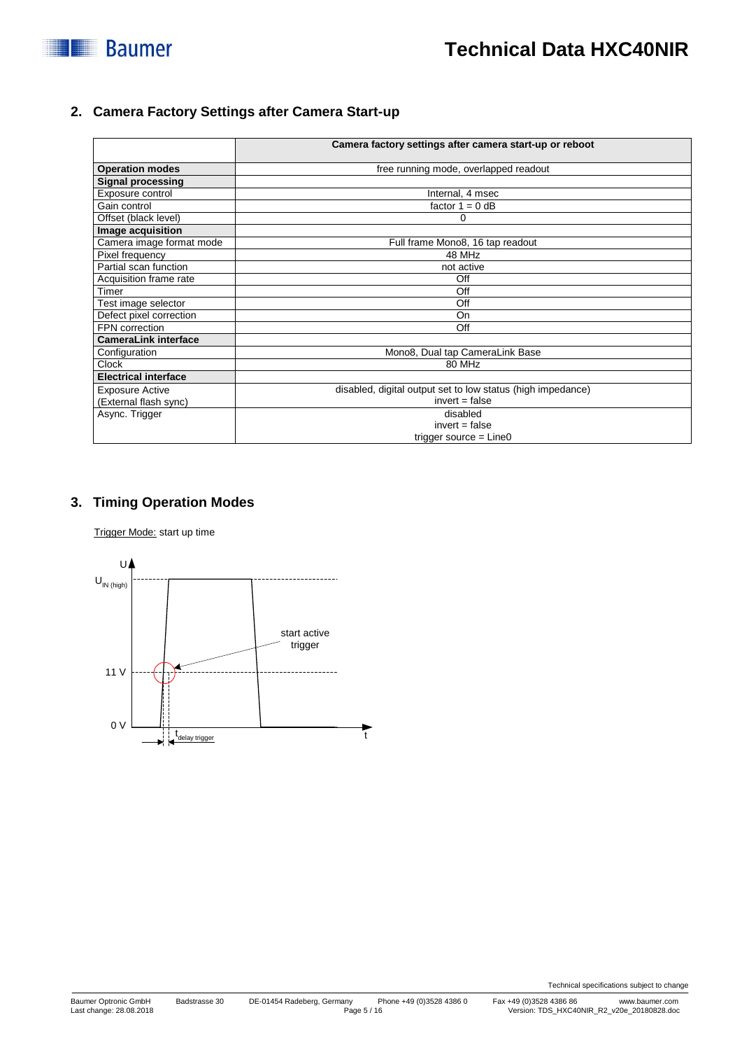## 2. Camera Factory Settings after Camera Start-up

| | Camera factory settings after camera start-up or reboot |
|---|---|
| **Operation modes** | free running mode, overlapped readout |
| **Signal processing** | |
| Exposure control | Internal, 4 msec |
| Gain control | factor 1 = 0 dB |
| Offset (black level) | 0 |
| **Image acquisition** | |
| Camera image format mode | Full frame Mono8, 16 tap readout |
| Pixel frequency | 48 MHz |
| Partial scan function | not active |
| Acquisition frame rate | Off |
| Timer | Off |
| Test image selector | Off |
| Defect pixel correction | On |
| FPN correction | Off |
| **CameraLink interface** | |
| Configuration | Mono8, Dual tap CameraLink Base |
| Clock | 80 MHz |
| **Electrical interface** | |
| Exposure Active (External flash sync) | disabled, digital output set to low status (high impedance) invert = false |
| Async. Trigger | disabled invert = false trigger source = Line0 |

## 3. Timing Operation Modes

Trigger Mode: start up time

U

$U_{IN\ (high)}$

start active trigger

11 V

0 V

$t_{delay\ trigger}$

t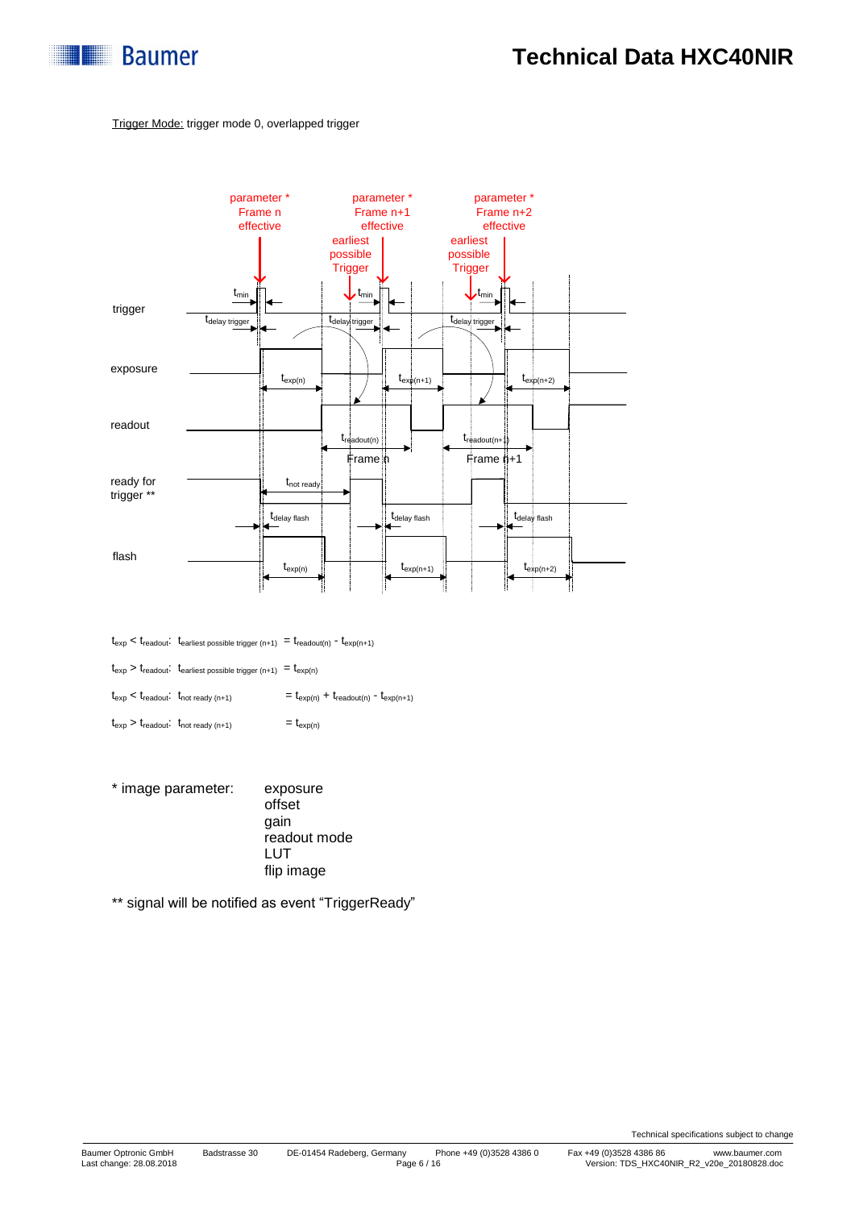Trigger Mode: trigger mode 0, overlapped trigger

$t_{exp} < t_{readout}$: $t_{earliest\ possible\ trigger\ (n+1)} = t_{readout(n)} - t_{exp(n+1)}$

$t_{exp} > t_{readout}$: $t_{earliest\ possible\ trigger\ (n+1)} = t_{exp(n)}$

$t_{exp} < t_{readout}$: $t_{not\ ready\ (n+1)} = t_{exp(n)} + t_{readout(n)} - t_{exp(n+1)}$

$t_{exp} > t_{readout}$: $t_{not\ ready\ (n+1)} = t_{exp(n)}$

\* image parameter: exposure
offset
gain
readout mode
LUT
flip image

\*\* signal will be notified as event "TriggerReady"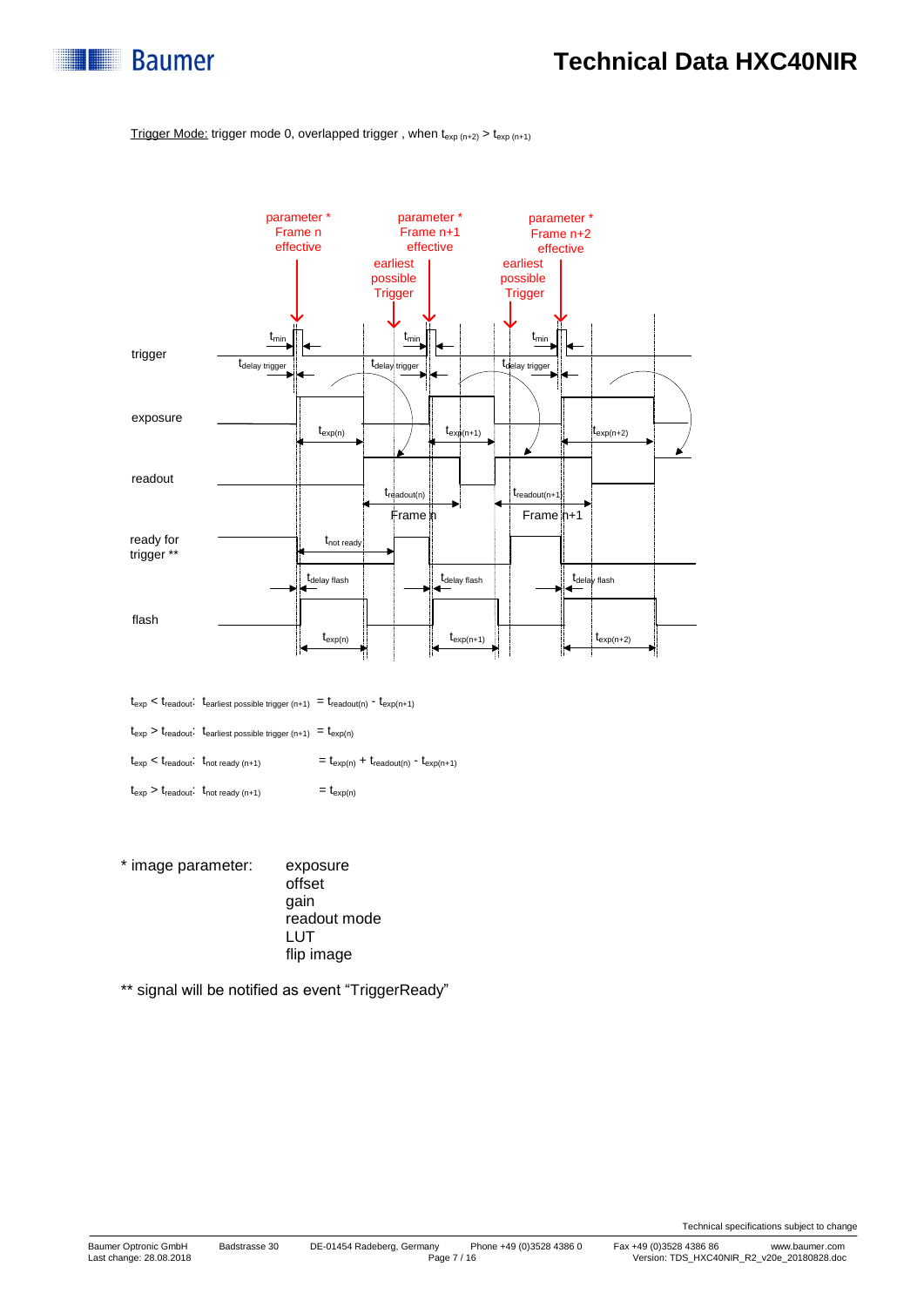Trigger Mode: trigger mode 0, overlapped trigger , when $t_{exp\ (n+2)} > t_{exp\ (n+1)}$

$t_{exp} < t_{readout}$: $t_{earliest\ possible\ trigger\ (n+1)} = t_{readout(n)} - t_{exp(n+1)}$

$t_{exp} > t_{readout}$: $t_{earliest\ possible\ trigger\ (n+1)} = t_{exp(n)}$

$t_{exp} < t_{readout}$: $t_{not\ ready\ (n+1)} = t_{exp(n)} + t_{readout(n)} - t_{exp(n+1)}$

$t_{exp} > t_{readout}$: $t_{not\ ready\ (n+1)} = t_{exp(n)}$

\* image parameter:
- exposure
- offset
- gain
- readout mode
- LUT
- flip image

\*\* signal will be notified as event “TriggerReady”

Technical specifications subject to change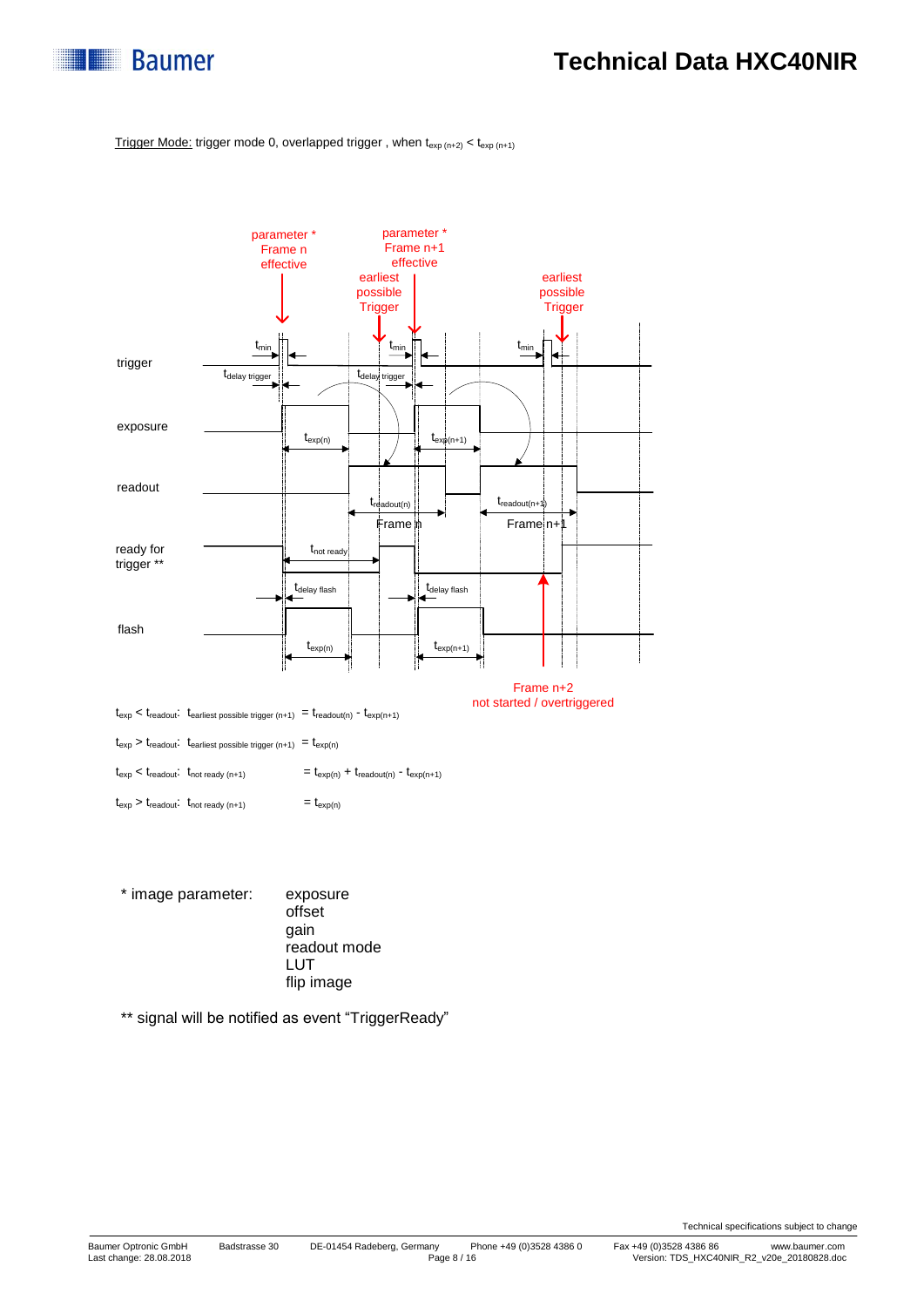Trigger Mode: trigger mode 0, overlapped trigger , when $t_{exp\,(n+2)} < t_{exp\,(n+1)}$

trigger

exposure

readout

ready for trigger **

flash

parameter * Frame n effective

parameter * Frame n+1 effective

earliest possible Trigger

earliest possible Trigger

$t_{min}$

$t_{delay\ trigger}$

$t_{exp(n)}$

$t_{exp(n+1)}$

$t_{readout(n)}$

Frame n

$t_{readout(n+1)}$

Frame n+1

$t_{not\ ready}$

$t_{delay\ flash}$

Frame n+2 not started / overtriggered

$t_{exp} < t_{readout}$: $t_{earliest\ possible\ trigger\ (n+1)} = t_{readout(n)} - t_{exp(n+1)}$

$t_{exp} > t_{readout}$: $t_{earliest\ possible\ trigger\ (n+1)} = t_{exp(n)}$

$t_{exp} < t_{readout}$: $t_{not\ ready\ (n+1)} = t_{exp(n)} + t_{readout(n)} - t_{exp(n+1)}$

$t_{exp} > t_{readout}$: $t_{not\ ready\ (n+1)} = t_{exp(n)}$

\* image parameter:
- exposure
- offset
- gain
- readout mode
- LUT
- flip image

** signal will be notified as event "TriggerReady"

Technical specifications subject to change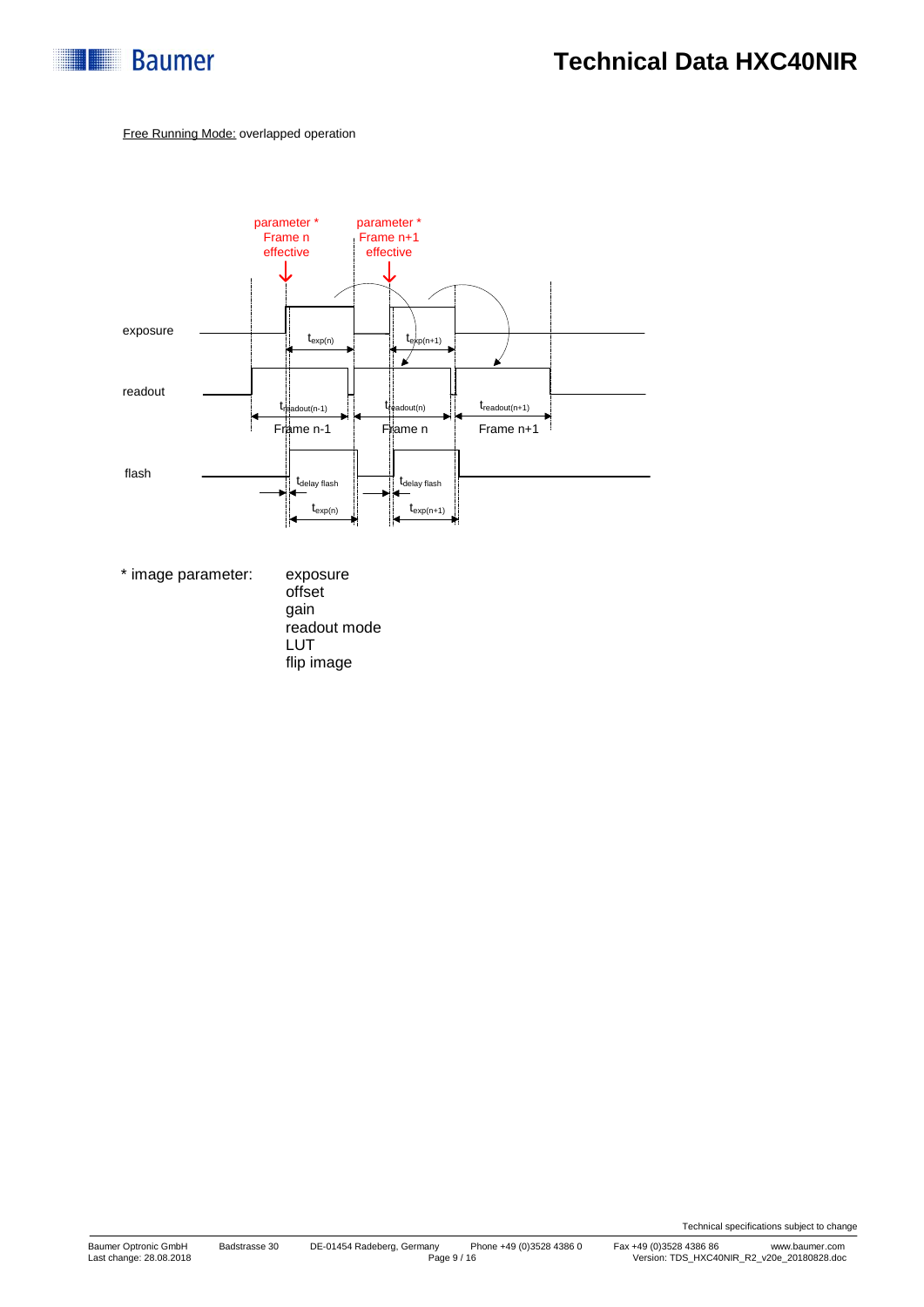<u>Free Running Mode:</u> overlapped operation

parameter * Frame n effective

parameter * Frame n+1 effective

exposure

$t_{exp(n)}$

$t_{exp(n+1)}$

readout

$t_{readout(n-1)}$

$t_{readout(n)}$

$t_{readout(n+1)}$

Frame n-1

Frame n

Frame n+1

flash

$t_{delay\ flash}$

$t_{exp(n)}$

$t_{delay\ flash}$

$t_{exp(n+1)}$

\* image parameter:

- exposure
- offset
- gain
- readout mode
- LUT
- flip image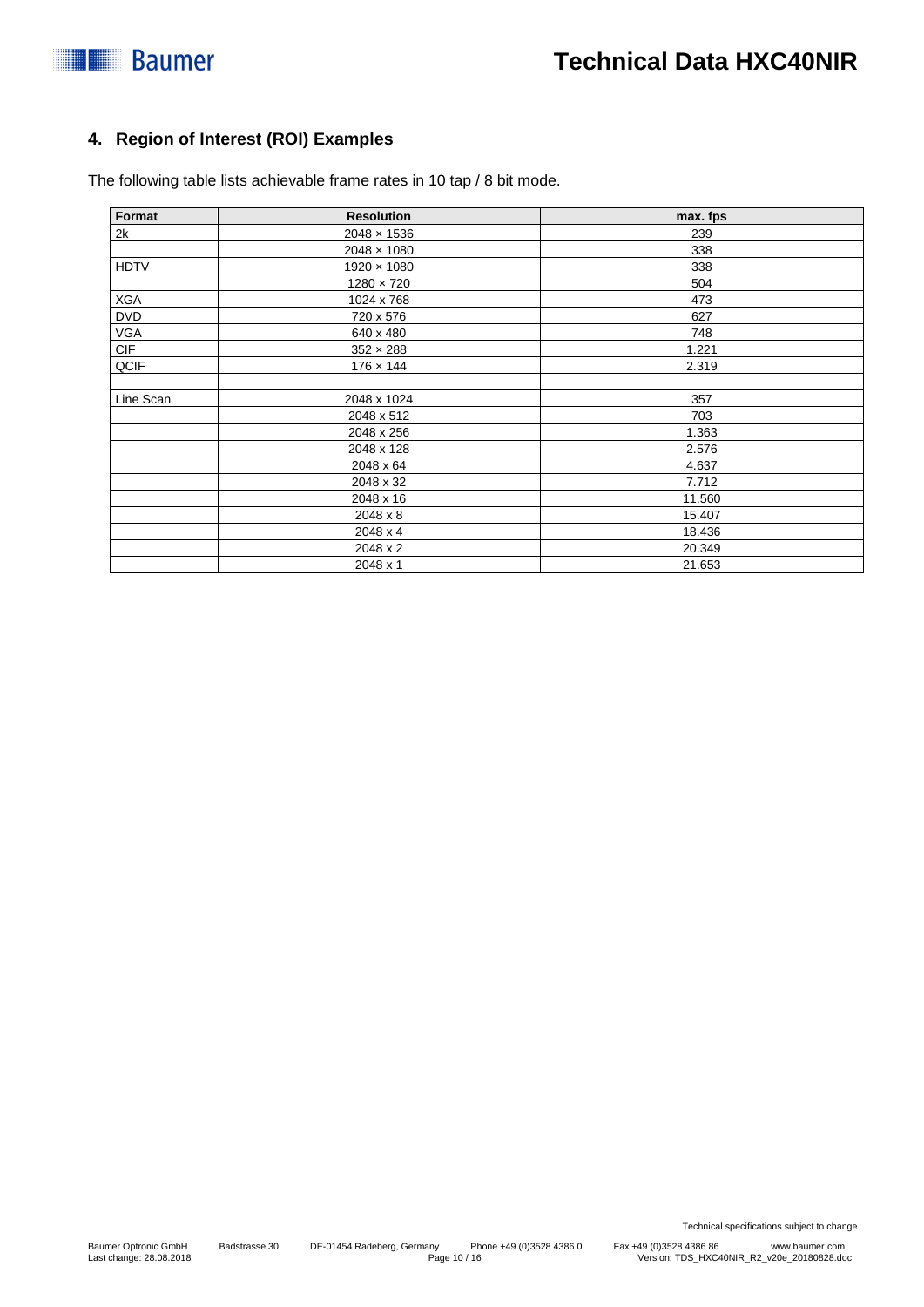## 4. Region of Interest (ROI) Examples

The following table lists achievable frame rates in 10 tap / 8 bit mode.

| Format | Resolution | max. fps |
|---|---|---|
| 2k | 2048 × 1536 | 239 |
| | 2048 × 1080 | 338 |
| HDTV | 1920 × 1080 | 338 |
| | 1280 × 720 | 504 |
| XGA | 1024 x 768 | 473 |
| DVD | 720 x 576 | 627 |
| VGA | 640 x 480 | 748 |
| CIF | 352 × 288 | 1.221 |
| QCIF | 176 × 144 | 2.319 |
| | | |
| Line Scan | 2048 x 1024 | 357 |
| | 2048 x 512 | 703 |
| | 2048 x 256 | 1.363 |
| | 2048 x 128 | 2.576 |
| | 2048 x 64 | 4.637 |
| | 2048 x 32 | 7.712 |
| | 2048 x 16 | 11.560 |
| | 2048 x 8 | 15.407 |
| | 2048 x 4 | 18.436 |
| | 2048 x 2 | 20.349 |
| | 2048 x 1 | 21.653 |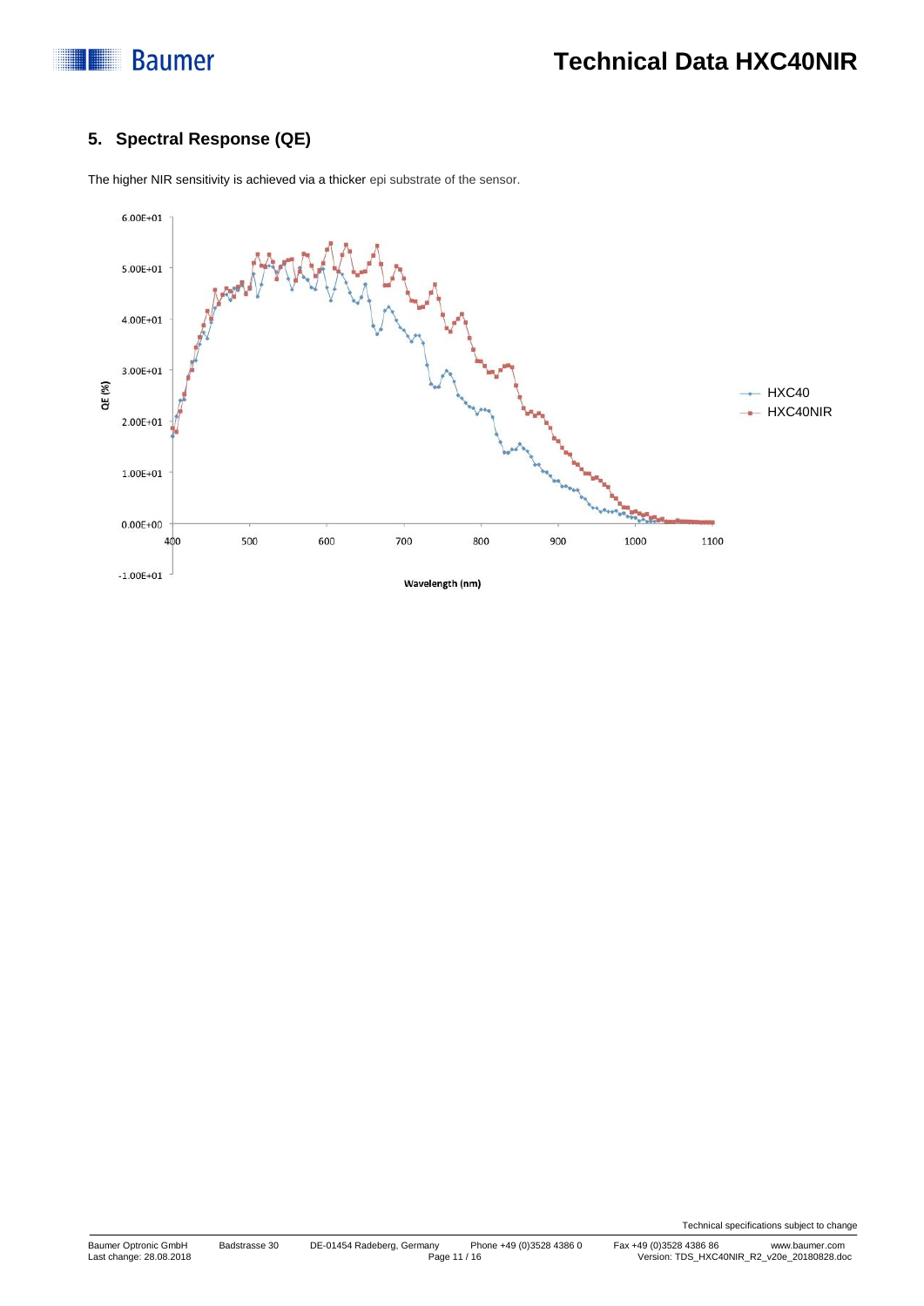## 5. Spectral Response (QE)

The higher NIR sensitivity is achieved via a thicker epi substrate of the sensor.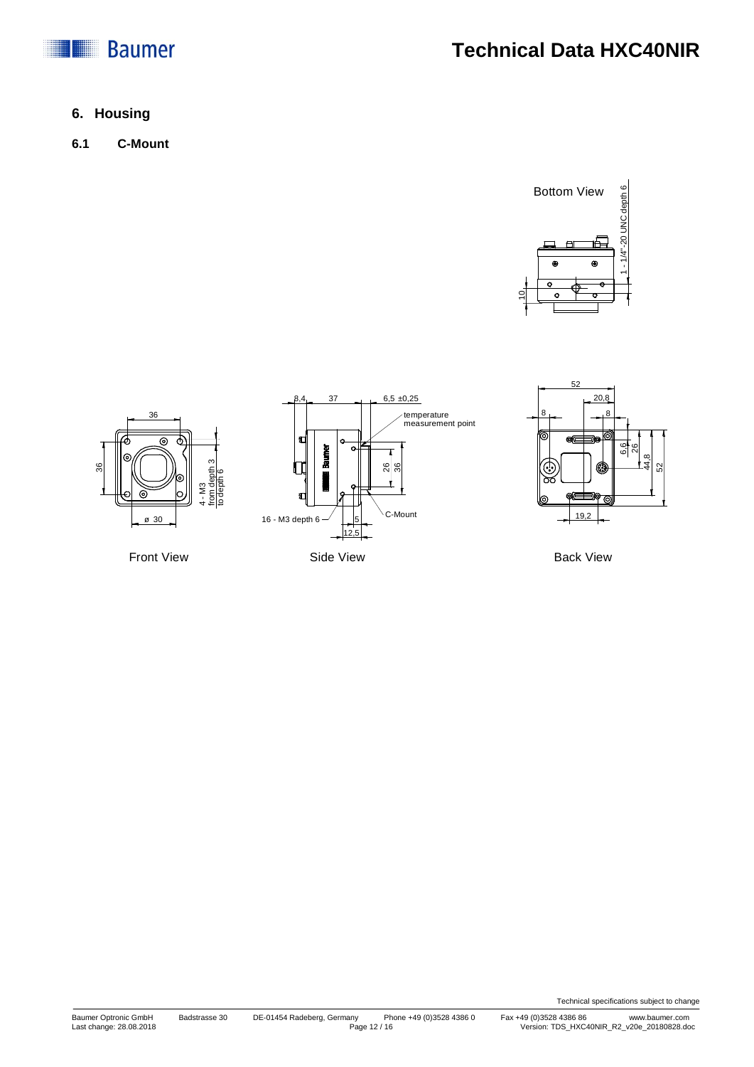## 6. Housing

### 6.1 C-Mount

Bottom View

1 - 1/4"-20 UNC depth 6

10

36

36

4 - M3 from depth 3 to depth 6

ø 30

Front View

8,4

37

6,5 ±0,25

temperature measurement point

26

36

16 - M3 depth 6

5

12,5

C-Mount

Side View

52

20,8

8

8

6,6

26

44,8

52

19,2

Back View

Technical specifications subject to change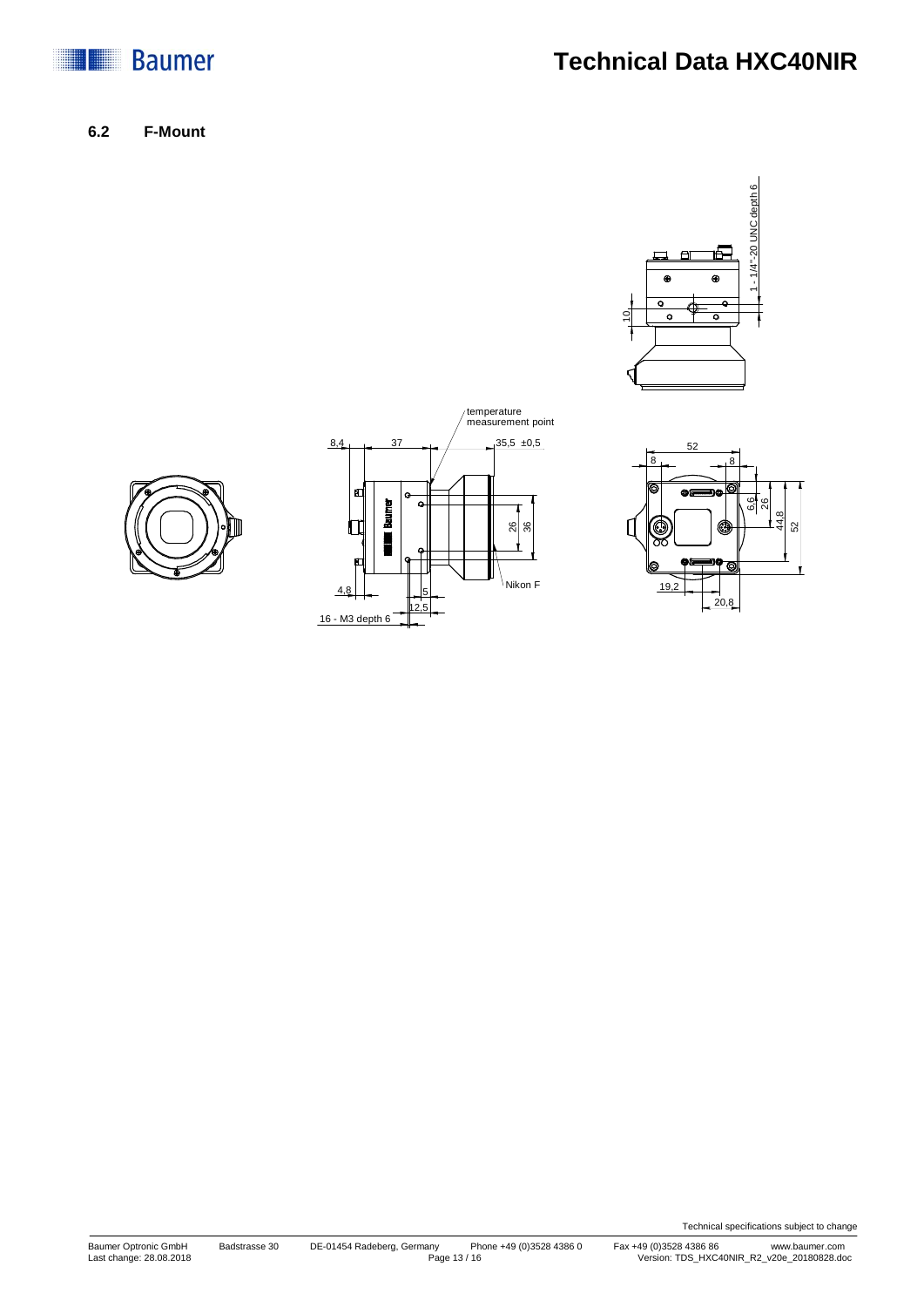### 6.2 F-Mount

1 - 1/4"-20 UNC depth 6

10

temperature measurement point

8,4 | 37 | 35,5 ±0,5

26 | 36

Nikon F

4,8 | 5 | 12,5

16 - M3 depth 6

52

8 | 8

6,6 | 26 | 44,8 | 52

19,2 | 20,8

Technical specifications subject to change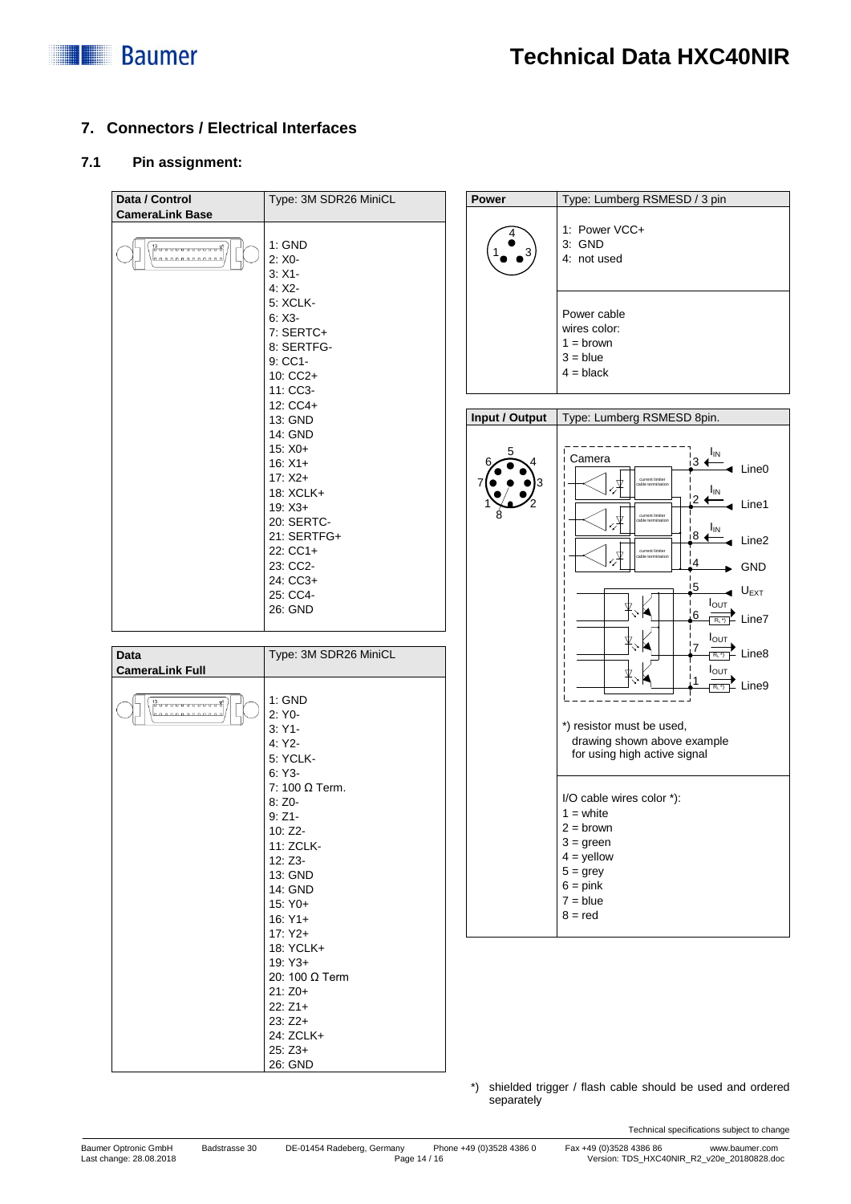## 7. Connectors / Electrical Interfaces

### 7.1 Pin assignment:

| Data / Control CameraLink Base | Type: 3M SDR26 MiniCL |
|---|---|
| | 1: GND<br>2: X0-<br>3: X1-<br>4: X2-<br>5: XCLK-<br>6: X3-<br>7: SERTC+<br>8: SERTFG-<br>9: CC1-<br>10: CC2+<br>11: CC3-<br>12: CC4+<br>13: GND<br>14: GND<br>15: X0+<br>16: X1+<br>17: X2+<br>18: XCLK+<br>19: X3+<br>20: SERTC-<br>21: SERTFG+<br>22: CC1+<br>23: CC2-<br>24: CC3+<br>25: CC4-<br>26: GND |

| Data CameraLink Full | Type: 3M SDR26 MiniCL |
|---|---|
| | 1: GND<br>2: Y0-<br>3: Y1-<br>4: Y2-<br>5: YCLK-<br>6: Y3-<br>7: 100 Ω Term.<br>8: Z0-<br>9: Z1-<br>10: Z2-<br>11: ZCLK-<br>12: Z3-<br>13: GND<br>14: GND<br>15: Y0+<br>16: Y1+<br>17: Y2+<br>18: YCLK+<br>19: Y3+<br>20: 100 Ω Term<br>21: Z0+<br>22: Z1+<br>23: Z2+<br>24: ZCLK+<br>25: Z3+<br>26: GND |

| Power | Type: Lumberg RSMESD / 3 pin |
|---|---|
| | 1: Power VCC+<br>3: GND<br>4: not used |
| | Power cable wires color:<br>1 = brown<br>3 = blue<br>4 = black |

| Input / Output | Type: Lumberg RSMESD 8pin. |
|---|---|
| | Camera — Pin 3: Line0 ($I_{IN}$); Pin 2: Line1 ($I_{IN}$); Pin 8: Line2 ($I_{IN}$); Pin 4: GND; Pin 5: $U_{EXT}$; Pin 6: Line7 ($I_{OUT}$, $R_L$ *)); Pin 7: Line8 ($I_{OUT}$, $R_L$ *)); Pin 1: Line9 ($I_{OUT}$, $R_L$ *)) |
| | *) resistor must be used, drawing shown above example for using high active signal |
| | I/O cable wires color *):<br>1 = white<br>2 = brown<br>3 = green<br>4 = yellow<br>5 = grey<br>6 = pink<br>7 = blue<br>8 = red |

*) shielded trigger / flash cable should be used and ordered separately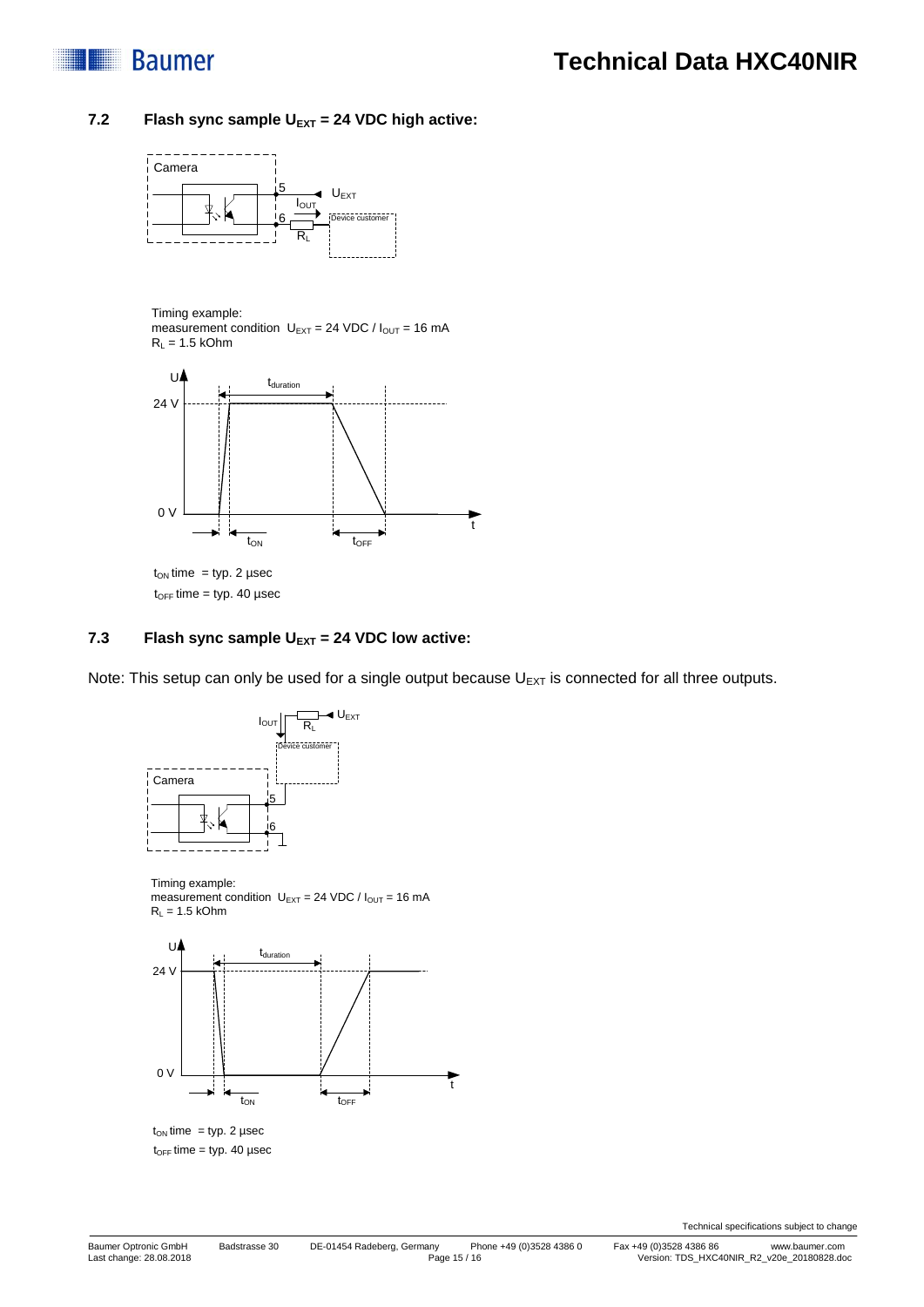## 7.2 Flash sync sample $U_{EXT}$ = 24 VDC high active:

Timing example:
measurement condition $U_{EXT}$ = 24 VDC / $I_{OUT}$ = 16 mA
$R_L$ = 1.5 kOhm

$t_{ON}$ time = typ. 2 µsec
$t_{OFF}$ time = typ. 40 µsec

## 7.3 Flash sync sample $U_{EXT}$ = 24 VDC low active:

Note: This setup can only be used for a single output because $U_{EXT}$ is connected for all three outputs.

Timing example:
measurement condition $U_{EXT}$ = 24 VDC / $I_{OUT}$ = 16 mA
$R_L$ = 1.5 kOhm

$t_{ON}$ time = typ. 2 µsec
$t_{OFF}$ time = typ. 40 µsec

Technical specifications subject to change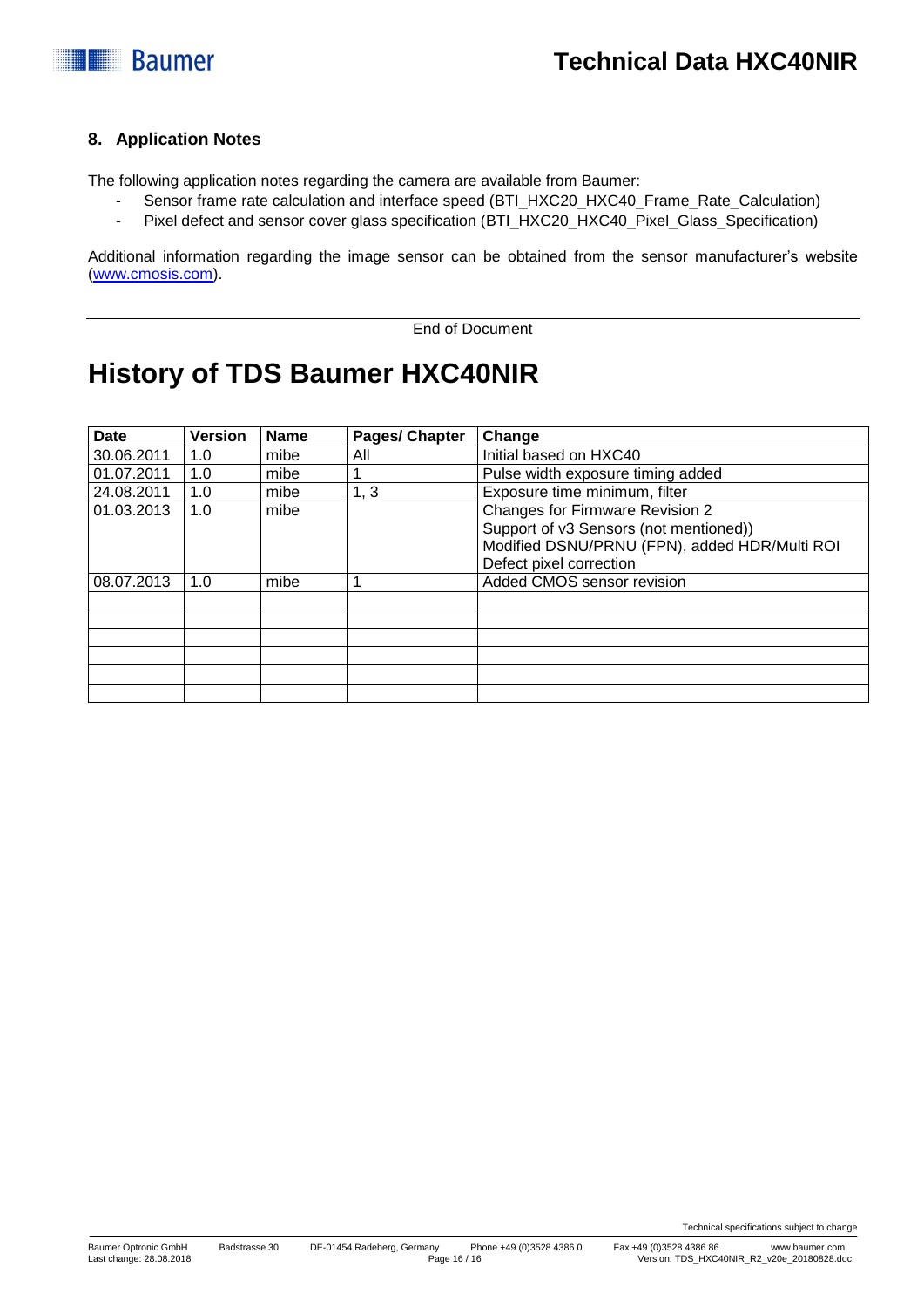## 8. Application Notes

The following application notes regarding the camera are available from Baumer:

- Sensor frame rate calculation and interface speed (BTI_HXC20_HXC40_Frame_Rate_Calculation)
- Pixel defect and sensor cover glass specification (BTI_HXC20_HXC40_Pixel_Glass_Specification)

Additional information regarding the image sensor can be obtained from the sensor manufacturer's website (www.cmosis.com).

End of Document

# History of TDS Baumer HXC40NIR

| Date | Version | Name | Pages/ Chapter | Change |
|---|---|---|---|---|
| 30.06.2011 | 1.0 | mibe | All | Initial based on HXC40 |
| 01.07.2011 | 1.0 | mibe | 1 | Pulse width exposure timing added |
| 24.08.2011 | 1.0 | mibe | 1, 3 | Exposure time minimum, filter |
| 01.03.2013 | 1.0 | mibe | | Changes for Firmware Revision 2<br>Support of v3 Sensors (not mentioned))<br>Modified DSNU/PRNU (FPN), added HDR/Multi ROI<br>Defect pixel correction |
| 08.07.2013 | 1.0 | mibe | 1 | Added CMOS sensor revision |
| | | | | |
| | | | | |
| | | | | |
| | | | | |
| | | | | |
| | | | | |